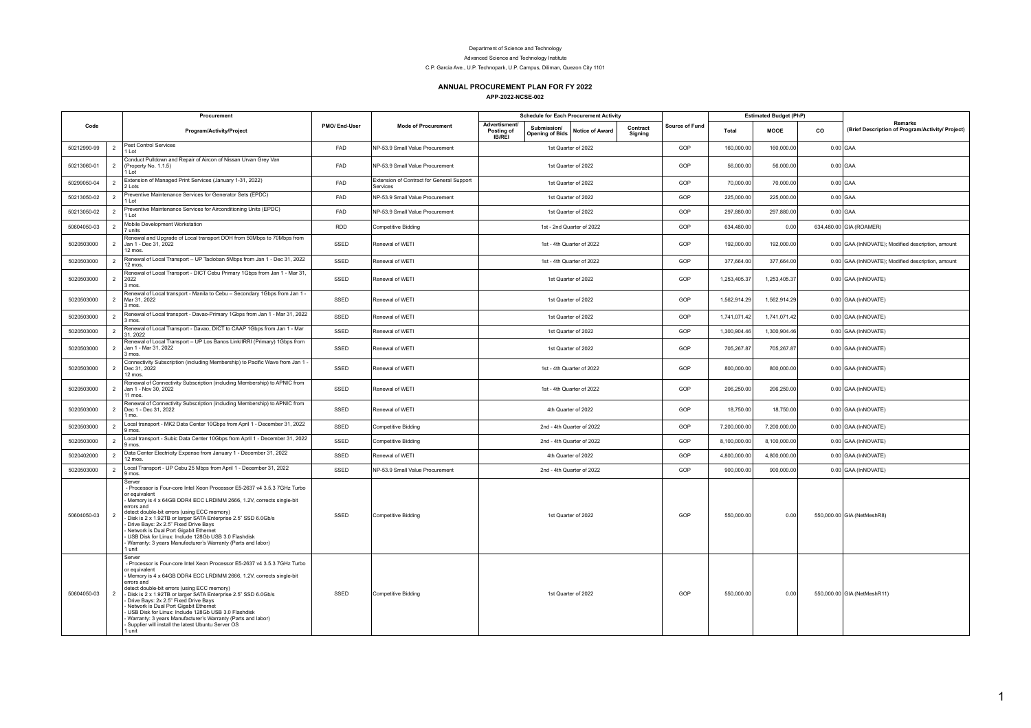Department of Science and Technology

Advanced Science and Technology Institute

C.P. Garcia Ave., U.P. Technopark, U.P. Campus, Diliman, Quezon City 1101

# ANNUAL PROCUREMENT PLAN FOR FY 2022

## APP-2022-NCSE-002

| Code | | Procurement Program/Activity/Project | PMO/ End-User | Mode of Procurement | Schedule for Each Procurement Activity | | | | Source of Fund | Estimated Budget (PhP) | | | Remarks (Brief Description of Program/Activity/ Project) |
|---|---|---|---|---|---|---|---|---|---|---|---|---|---|
| | | | | | Advertisment/ Posting of IB/REI | Submission/ Opening of Bids | Notice of Award | Contract Signing | | Total | MOOE | CO | |
| 50212990-99 | 2 | Pest Control Services<br>1 Lot | FAD | NP-53.9 Small Value Procurement | 1st Quarter of 2022 | | | | GOP | 160,000.00 | 160,000.00 | 0.00 | GAA |
| 50213060-01 | 2 | Conduct Pulldown and Repair of Aircon of Nissan Urvan Grey Van (Property No. 1.1.5)<br>1 Lot | FAD | NP-53.9 Small Value Procurement | 1st Quarter of 2022 | | | | GOP | 56,000.00 | 56,000.00 | 0.00 | GAA |
| 50299050-04 | 2 | Extension of Managed Print Services (January 1-31, 2022)<br>2 Lots | FAD | Extension of Contract for General Support Services | 1st Quarter of 2022 | | | | GOP | 70,000.00 | 70,000.00 | 0.00 | GAA |
| 50213050-02 | 2 | Preventive Maintenance Services for Generator Sets (EPDC)<br>1 Lot | FAD | NP-53.9 Small Value Procurement | 1st Quarter of 2022 | | | | GOP | 225,000.00 | 225,000.00 | 0.00 | GAA |
| 50213050-02 | 2 | Preventive Maintenance Services for Airconditioning Units (EPDC)<br>1 Lot | FAD | NP-53.9 Small Value Procurement | 1st Quarter of 2022 | | | | GOP | 297,880.00 | 297,880.00 | 0.00 | GAA |
| 50604050-03 | 2 | Mobile Development Workstation<br>7 units | RDD | Competitive Bidding | 1st - 2nd Quarter of 2022 | | | | GOP | 634,480.00 | 0.00 | 634,480.00 | GIA (ROAMER) |
| 5020503000 | 2 | Renewal and Upgrade of Local transport DOH from 50Mbps to 70Mbps from Jan 1 - Dec 31, 2022<br>12 mos. | SSED | Renewal of WETI | 1st - 4th Quarter of 2022 | | | | GOP | 192,000.00 | 192,000.00 | 0.00 | GAA (InNOVATE); Modified description, amount |
| 5020503000 | 2 | Renewal of Local Transport – UP Tacloban 5Mbps from Jan 1 - Dec 31, 2022<br>12 mos. | SSED | Renewal of WETI | 1st - 4th Quarter of 2022 | | | | GOP | 377,664.00 | 377,664.00 | 0.00 | GAA (InNOVATE); Modified description, amount |
| 5020503000 | 2 | Renewal of Local Transport - DICT Cebu Primary 1Gbps from Jan 1 - Mar 31, 2022<br>3 mos. | SSED | Renewal of WETI | 1st Quarter of 2022 | | | | GOP | 1,253,405.37 | 1,253,405.37 | 0.00 | GAA (InNOVATE) |
| 5020503000 | 2 | Renewal of Local transport - Manila to Cebu – Secondary 1Gbps from Jan 1 - Mar 31, 2022<br>3 mos. | SSED | Renewal of WETI | 1st Quarter of 2022 | | | | GOP | 1,562,914.29 | 1,562,914.29 | 0.00 | GAA (InNOVATE) |
| 5020503000 | 2 | Renewal of Local transport - Davao-Primary 1Gbps from Jan 1 - Mar 31, 2022<br>3 mos. | SSED | Renewal of WETI | 1st Quarter of 2022 | | | | GOP | 1,741,071.42 | 1,741,071.42 | 0.00 | GAA (InNOVATE) |
| 5020503000 | 2 | Renewal of Local Transport - Davao, DICT to CAAP 1Gbps from Jan 1 - Mar 31, 2022 | SSED | Renewal of WETI | 1st Quarter of 2022 | | | | GOP | 1,300,904.46 | 1,300,904.46 | 0.00 | GAA (InNOVATE) |
| 5020503000 | 2 | Renewal of Local Transport – UP Los Banos Link/IRRI (Primary) 1Gbps from Jan 1 - Mar 31, 2022<br>3 mos. | SSED | Renewal of WETI | 1st Quarter of 2022 | | | | GOP | 705,267.87 | 705,267.87 | 0.00 | GAA (InNOVATE) |
| 5020503000 | 2 | Connectivity Subscription (including Membership) to Pacific Wave from Jan 1 - Dec 31, 2022<br>12 mos. | SSED | Renewal of WETI | 1st - 4th Quarter of 2022 | | | | GOP | 800,000.00 | 800,000.00 | 0.00 | GAA (InNOVATE) |
| 5020503000 | 2 | Renewal of Connectivity Subscription (including Membership) to APNIC from Jan 1 - Nov 30, 2022<br>11 mos. | SSED | Renewal of WETI | 1st - 4th Quarter of 2022 | | | | GOP | 206,250.00 | 206,250.00 | 0.00 | GAA (InNOVATE) |
| 5020503000 | 2 | Renewal of Connectivity Subscription (including Membership) to APNIC from Dec 1 - Dec 31, 2022<br>1 mo. | SSED | Renewal of WETI | 4th Quarter of 2022 | | | | GOP | 18,750.00 | 18,750.00 | 0.00 | GAA (InNOVATE) |
| 5020503000 | 2 | Local transport - MK2 Data Center 10Gbps from April 1 - December 31, 2022<br>9 mos. | SSED | Competitive Bidding | 2nd - 4th Quarter of 2022 | | | | GOP | 7,200,000.00 | 7,200,000.00 | 0.00 | GAA (InNOVATE) |
| 5020503000 | 2 | Local transport - Subic Data Center 10Gbps from April 1 - December 31, 2022<br>9 mos. | SSED | Competitive Bidding | 2nd - 4th Quarter of 2022 | | | | GOP | 8,100,000.00 | 8,100,000.00 | 0.00 | GAA (InNOVATE) |
| 5020402000 | 2 | Data Center Electricity Expense from January 1 - December 31, 2022<br>12 mos. | SSED | Renewal of WETI | 4th Quarter of 2022 | | | | GOP | 4,800,000.00 | 4,800,000.00 | 0.00 | GAA (InNOVATE) |
| 5020503000 | 2 | Local Transport - UP Cebu 25 Mbps from April 1 - December 31, 2022<br>9 mos. | SSED | NP-53.9 Small Value Procurement | 2nd - 4th Quarter of 2022 | | | | GOP | 900,000.00 | 900,000.00 | 0.00 | GAA (InNOVATE) |
| 50604050-03 | 2 | Server<br>- Processor is Four-core Intel Xeon Processor E5-2637 v4 3.5.3 7GHz Turbo or equivalent<br>- Memory is 4 x 64GB DDR4 ECC LRDIMM 2666, 1.2V, corrects single-bit errors and<br>detect double-bit errors (using ECC memory)<br>- Disk is 2 x 1.92TB or larger SATA Enterprise 2.5" SSD 6.0Gb/s<br>- Drive Bays: 2x 2.5" Fixed Drive Bays<br>- Network is Dual Port Gigabit Ethernet<br>- USB Disk for Linux: Include 128Gb USB 3.0 Flashdisk<br>- Warranty: 3 years Manufacturer's Warranty (Parts and labor)<br>1 unit | SSED | Competitive Bidding | 1st Quarter of 2022 | | | | GOP | 550,000.00 | 0.00 | 550,000.00 | GIA (NetMeshR8) |
| 50604050-03 | 2 | Server<br>- Processor is Four-core Intel Xeon Processor E5-2637 v4 3.5.3 7GHz Turbo or equivalent<br>- Memory is 4 x 64GB DDR4 ECC LRDIMM 2666, 1.2V, corrects single-bit errors and<br>detect double-bit errors (using ECC memory)<br>- Disk is 2 x 1.92TB or larger SATA Enterprise 2.5" SSD 6.0Gb/s<br>- Drive Bays: 2x 2.5" Fixed Drive Bays<br>- Network is Dual Port Gigabit Ethernet<br>- USB Disk for Linux: Include 128Gb USB 3.0 Flashdisk<br>- Warranty: 3 years Manufacturer's Warranty (Parts and labor)<br>- Supplier will install the latest Ubuntu Server OS<br>1 unit | SSED | Competitive Bidding | 1st Quarter of 2022 | | | | GOP | 550,000.00 | 0.00 | 550,000.00 | GIA (NetMeshR11) |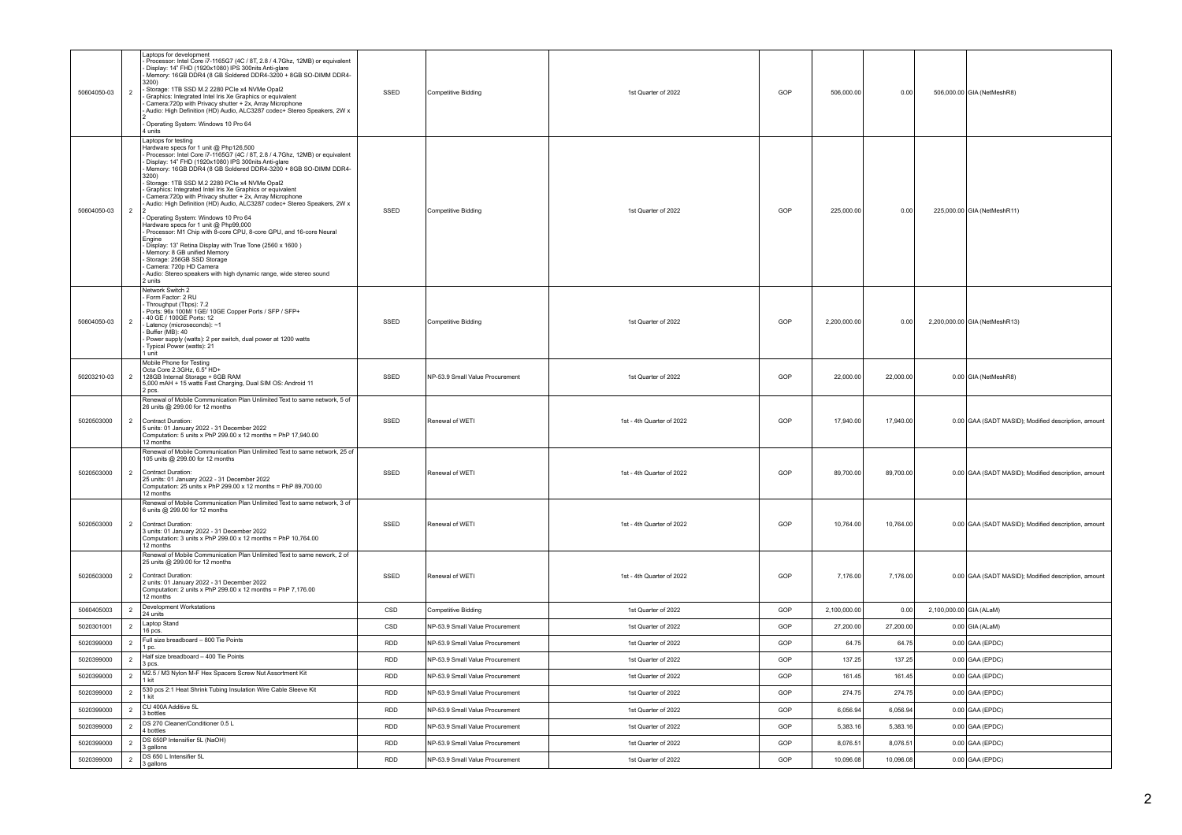| | | | | | | | | | | |
|---|---|---|---|---|---|---|---|---|---|---|
| 50604050-03 | 2 | Laptops for development<br>- Processor: Intel Core i7-1165G7 (4C / 8T, 2.8 / 4.7Ghz, 12MB) or equivalent<br>- Display: 14" FHD (1920x1080) IPS 300nits Anti-glare<br>- Memory: 16GB DDR4 (8 GB Soldered DDR4-3200 + 8GB SO-DIMM DDR4-3200)<br>- Storage: 1TB SSD M.2 2280 PCIe x4 NVMe Opal2<br>- Graphics: Integrated Intel Iris Xe Graphics or equivalent<br>- Camera:720p with Privacy shutter + 2x, Array Microphone<br>- Audio: High Definition (HD) Audio, ALC3287 codec+ Stereo Speakers, 2W x 2<br>- Operating System: Windows 10 Pro 64<br>4 units | SSED | Competitive Bidding | 1st Quarter of 2022 | GOP | 506,000.00 | 0.00 | 506,000.00 | GIA (NetMeshR8) |
| 50604050-03 | 2 | Laptops for testing<br>Hardware specs for 1 unit @ Php126,500<br>- Processor: Intel Core i7-1165G7 (4C / 8T, 2.8 / 4.7Ghz, 12MB) or equivalent<br>- Display: 14" FHD (1920x1080) IPS 300nits Anti-glare<br>- Memory: 16GB DDR4 (8 GB Soldered DDR4-3200 + 8GB SO-DIMM DDR4-3200)<br>- Storage: 1TB SSD M.2 2280 PCIe x4 NVMe Opal2<br>- Graphics: Integrated Intel Iris Xe Graphics or equivalent<br>- Camera:720p with Privacy shutter + 2x, Array Microphone<br>- Audio: High Definition (HD) Audio, ALC3287 codec+ Stereo Speakers, 2W x 2<br>- Operating System: Windows 10 Pro 64<br>Hardware specs for 1 unit @ Php99,000<br>- Processor: M1 Chip with 8-core CPU, 8-core GPU, and 16-core Neural Engine<br>- Display: 13" Retina Display with True Tone (2560 x 1600 )<br>- Memory: 8 GB unified Memory<br>- Storage: 256GB SSD Storage<br>- Camera: 720p HD Camera<br>- Audio: Stereo speakers with high dynamic range, wide stereo sound<br>2 units | SSED | Competitive Bidding | 1st Quarter of 2022 | GOP | 225,000.00 | 0.00 | 225,000.00 | GIA (NetMeshR11) |
| 50604050-03 | 2 | Network Switch 2<br>- Form Factor: 2 RU<br>- Throughput (Tbps): 7.2<br>- Ports: 96x 100M/ 1GE/ 10GE Copper Ports / SFP / SFP+<br>- 40 GE / 100GE Ports: 12<br>- Latency (microseconds): ~1<br>- Buffer (MB): 40<br>- Power supply (watts): 2 per switch, dual power at 1200 watts<br>- Typical Power (watts): 21<br>1 unit | SSED | Competitive Bidding | 1st Quarter of 2022 | GOP | 2,200,000.00 | 0.00 | 2,200,000.00 | GIA (NetMeshR13) |
| 50203210-03 | 2 | Mobile Phone for Testing<br>Octa Core 2.3GHz, 6.5" HD+<br>128GB Internal Storage + 6GB RAM<br>5,000 mAH + 15 watts Fast Charging, Dual SIM OS: Android 11<br>2 pcs. | SSED | NP-53.9 Small Value Procurement | 1st Quarter of 2022 | GOP | 22,000.00 | 22,000.00 | 0.00 | GIA (NetMeshR8) |
| 5020503000 | 2 | Renewal of Mobile Communication Plan Unlimited Text to same network, 5 of 26 units @ 299.00 for 12 months<br><br>Contract Duration:<br>5 units: 01 January 2022 - 31 December 2022<br>Computation: 5 units x PhP 299.00 x 12 months = PhP 17,940.00<br>12 months | SSED | Renewal of WETI | 1st - 4th Quarter of 2022 | GOP | 17,940.00 | 17,940.00 | 0.00 | GAA (SADT MASID); Modified description, amount |
| 5020503000 | 2 | Renewal of Mobile Communication Plan Unlimited Text to same network, 25 of 105 units @ 299.00 for 12 months<br><br>Contract Duration:<br>25 units: 01 January 2022 - 31 December 2022<br>Computation: 25 units x PhP 299.00 x 12 months = PhP 89,700.00<br>12 months | SSED | Renewal of WETI | 1st - 4th Quarter of 2022 | GOP | 89,700.00 | 89,700.00 | 0.00 | GAA (SADT MASID); Modified description, amount |
| 5020503000 | 2 | Renewal of Mobile Communication Plan Unlimited Text to same network, 3 of 6 units @ 299.00 for 12 months<br><br>Contract Duration:<br>3 units: 01 January 2022 - 31 December 2022<br>Computation: 3 units x PhP 299.00 x 12 months = PhP 10,764.00<br>12 months | SSED | Renewal of WETI | 1st - 4th Quarter of 2022 | GOP | 10,764.00 | 10,764.00 | 0.00 | GAA (SADT MASID); Modified description, amount |
| 5020503000 | 2 | Renewal of Mobile Communication Plan Unlimited Text to same nework, 2 of 25 units @ 299.00 for 12 months<br><br>Contract Duration:<br>2 units: 01 January 2022 - 31 December 2022<br>Computation: 2 units x PhP 299.00 x 12 months = PhP 7,176.00<br>12 months | SSED | Renewal of WETI | 1st - 4th Quarter of 2022 | GOP | 7,176.00 | 7,176.00 | 0.00 | GAA (SADT MASID); Modified description, amount |
| 5060405003 | 2 | Development Workstations<br>24 units | CSD | Competitive Bidding | 1st Quarter of 2022 | GOP | 2,100,000.00 | 0.00 | 2,100,000.00 | GIA (ALaM) |
| 5020301001 | 2 | Laptop Stand<br>16 pcs. | CSD | NP-53.9 Small Value Procurement | 1st Quarter of 2022 | GOP | 27,200.00 | 27,200.00 | 0.00 | GIA (ALaM) |
| 5020399000 | 2 | Full size breadboard – 800 Tie Points<br>1 pc. | RDD | NP-53.9 Small Value Procurement | 1st Quarter of 2022 | GOP | 64.75 | 64.75 | 0.00 | GAA (EPDC) |
| 5020399000 | 2 | Half size breadboard – 400 Tie Points<br>3 pcs. | RDD | NP-53.9 Small Value Procurement | 1st Quarter of 2022 | GOP | 137.25 | 137.25 | 0.00 | GAA (EPDC) |
| 5020399000 | 2 | M2.5 / M3 Nylon M-F Hex Spacers Screw Nut Assortment Kit<br>1 kit | RDD | NP-53.9 Small Value Procurement | 1st Quarter of 2022 | GOP | 161.45 | 161.45 | 0.00 | GAA (EPDC) |
| 5020399000 | 2 | 530 pcs 2:1 Heat Shrink Tubing Insulation Wire Cable Sleeve Kit<br>1 kit | RDD | NP-53.9 Small Value Procurement | 1st Quarter of 2022 | GOP | 274.75 | 274.75 | 0.00 | GAA (EPDC) |
| 5020399000 | 2 | CU 400A Additive 5L<br>3 bottles | RDD | NP-53.9 Small Value Procurement | 1st Quarter of 2022 | GOP | 6,056.94 | 6,056.94 | 0.00 | GAA (EPDC) |
| 5020399000 | 2 | DS 270 Cleaner/Conditioner 0.5 L<br>4 bottles | RDD | NP-53.9 Small Value Procurement | 1st Quarter of 2022 | GOP | 5,383.16 | 5,383.16 | 0.00 | GAA (EPDC) |
| 5020399000 | 2 | DS 650P Intensifier 5L (NaOH)<br>3 gallons | RDD | NP-53.9 Small Value Procurement | 1st Quarter of 2022 | GOP | 8,076.51 | 8,076.51 | 0.00 | GAA (EPDC) |
| 5020399000 | 2 | DS 650 L Intensifier 5L<br>3 gallons | RDD | NP-53.9 Small Value Procurement | 1st Quarter of 2022 | GOP | 10,096.08 | 10,096.08 | 0.00 | GAA (EPDC) |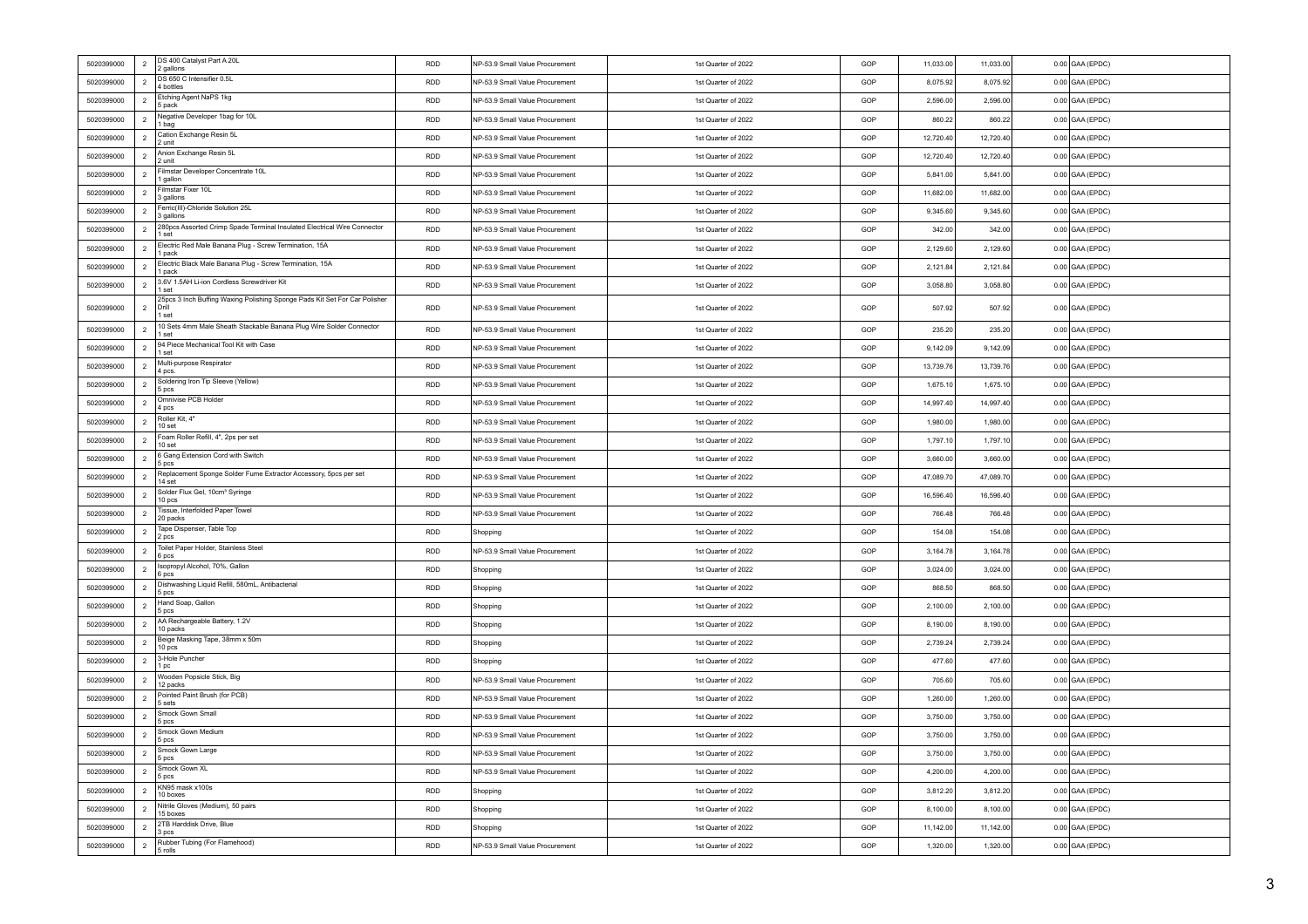| | | | | | | | | | | |
|---|---|---|---|---|---|---|---|---|---|---|
| 5020399000 | 2 | DS 400 Catalyst Part A 20L<br>2 gallons | RDD | NP-53.9 Small Value Procurement | 1st Quarter of 2022 | GOP | 11,033.00 | 11,033.00 | 0.00 | GAA (EPDC) |
| 5020399000 | 2 | DS 650 C Intensifier 0.5L<br>4 bottles | RDD | NP-53.9 Small Value Procurement | 1st Quarter of 2022 | GOP | 8,075.92 | 8,075.92 | 0.00 | GAA (EPDC) |
| 5020399000 | 2 | Etching Agent NaPS 1kg<br>5 pack | RDD | NP-53.9 Small Value Procurement | 1st Quarter of 2022 | GOP | 2,596.00 | 2,596.00 | 0.00 | GAA (EPDC) |
| 5020399000 | 2 | Negative Developer 1bag for 10L<br>1 bag | RDD | NP-53.9 Small Value Procurement | 1st Quarter of 2022 | GOP | 860.22 | 860.22 | 0.00 | GAA (EPDC) |
| 5020399000 | 2 | Cation Exchange Resin 5L<br>2 unit | RDD | NP-53.9 Small Value Procurement | 1st Quarter of 2022 | GOP | 12,720.40 | 12,720.40 | 0.00 | GAA (EPDC) |
| 5020399000 | 2 | Anion Exchange Resin 5L<br>2 unit | RDD | NP-53.9 Small Value Procurement | 1st Quarter of 2022 | GOP | 12,720.40 | 12,720.40 | 0.00 | GAA (EPDC) |
| 5020399000 | 2 | Filmstar Developer Concentrate 10L<br>1 gallon | RDD | NP-53.9 Small Value Procurement | 1st Quarter of 2022 | GOP | 5,841.00 | 5,841.00 | 0.00 | GAA (EPDC) |
| 5020399000 | 2 | Filmstar Fixer 10L<br>3 gallons | RDD | NP-53.9 Small Value Procurement | 1st Quarter of 2022 | GOP | 11,682.00 | 11,682.00 | 0.00 | GAA (EPDC) |
| 5020399000 | 2 | Ferric(III)-Chloride Solution 25L<br>3 gallons | RDD | NP-53.9 Small Value Procurement | 1st Quarter of 2022 | GOP | 9,345.60 | 9,345.60 | 0.00 | GAA (EPDC) |
| 5020399000 | 2 | 280pcs Assorted Crimp Spade Terminal Insulated Electrical Wire Connector<br>1 set | RDD | NP-53.9 Small Value Procurement | 1st Quarter of 2022 | GOP | 342.00 | 342.00 | 0.00 | GAA (EPDC) |
| 5020399000 | 2 | Electric Red Male Banana Plug - Screw Termination, 15A<br>1 pack | RDD | NP-53.9 Small Value Procurement | 1st Quarter of 2022 | GOP | 2,129.60 | 2,129.60 | 0.00 | GAA (EPDC) |
| 5020399000 | 2 | Electric Black Male Banana Plug - Screw Termination, 15A<br>1 pack | RDD | NP-53.9 Small Value Procurement | 1st Quarter of 2022 | GOP | 2,121.84 | 2,121.84 | 0.00 | GAA (EPDC) |
| 5020399000 | 2 | 3.6V 1.5AH Li-ion Cordless Screwdriver Kit<br>1 set | RDD | NP-53.9 Small Value Procurement | 1st Quarter of 2022 | GOP | 3,058.80 | 3,058.80 | 0.00 | GAA (EPDC) |
| 5020399000 | 2 | 25pcs 3 Inch Buffing Waxing Polishing Sponge Pads Kit Set For Car Polisher Drill<br>1 set | RDD | NP-53.9 Small Value Procurement | 1st Quarter of 2022 | GOP | 507.92 | 507.92 | 0.00 | GAA (EPDC) |
| 5020399000 | 2 | 10 Sets 4mm Male Sheath Stackable Banana Plug Wire Solder Connector<br>1 set | RDD | NP-53.9 Small Value Procurement | 1st Quarter of 2022 | GOP | 235.20 | 235.20 | 0.00 | GAA (EPDC) |
| 5020399000 | 2 | 94 Piece Mechanical Tool Kit with Case<br>1 set | RDD | NP-53.9 Small Value Procurement | 1st Quarter of 2022 | GOP | 9,142.09 | 9,142.09 | 0.00 | GAA (EPDC) |
| 5020399000 | 2 | Multi-purpose Respirator<br>4 pcs. | RDD | NP-53.9 Small Value Procurement | 1st Quarter of 2022 | GOP | 13,739.76 | 13,739.76 | 0.00 | GAA (EPDC) |
| 5020399000 | 2 | Soldering Iron Tip Sleeve (Yellow)<br>5 pcs | RDD | NP-53.9 Small Value Procurement | 1st Quarter of 2022 | GOP | 1,675.10 | 1,675.10 | 0.00 | GAA (EPDC) |
| 5020399000 | 2 | Omnivise PCB Holder<br>4 pcs | RDD | NP-53.9 Small Value Procurement | 1st Quarter of 2022 | GOP | 14,997.40 | 14,997.40 | 0.00 | GAA (EPDC) |
| 5020399000 | 2 | Roller Kit, 4"<br>10 set | RDD | NP-53.9 Small Value Procurement | 1st Quarter of 2022 | GOP | 1,980.00 | 1,980.00 | 0.00 | GAA (EPDC) |
| 5020399000 | 2 | Foam Roller Refill, 4", 2ps per set<br>10 set | RDD | NP-53.9 Small Value Procurement | 1st Quarter of 2022 | GOP | 1,797.10 | 1,797.10 | 0.00 | GAA (EPDC) |
| 5020399000 | 2 | 6 Gang Extension Cord with Switch<br>5 pcs | RDD | NP-53.9 Small Value Procurement | 1st Quarter of 2022 | GOP | 3,660.00 | 3,660.00 | 0.00 | GAA (EPDC) |
| 5020399000 | 2 | Replacement Sponge Solder Fume Extractor Accessory, 5pcs per set<br>14 set | RDD | NP-53.9 Small Value Procurement | 1st Quarter of 2022 | GOP | 47,089.70 | 47,089.70 | 0.00 | GAA (EPDC) |
| 5020399000 | 2 | Solder Flux Gel, 10cm³ Syringe<br>10 pcs | RDD | NP-53.9 Small Value Procurement | 1st Quarter of 2022 | GOP | 16,596.40 | 16,596.40 | 0.00 | GAA (EPDC) |
| 5020399000 | 2 | Tissue, Interfolded Paper Towel<br>20 packs | RDD | NP-53.9 Small Value Procurement | 1st Quarter of 2022 | GOP | 766.48 | 766.48 | 0.00 | GAA (EPDC) |
| 5020399000 | 2 | Tape Dispenser, Table Top<br>2 pcs | RDD | Shopping | 1st Quarter of 2022 | GOP | 154.08 | 154.08 | 0.00 | GAA (EPDC) |
| 5020399000 | 2 | Toilet Paper Holder, Stainless Steel<br>6 pcs | RDD | NP-53.9 Small Value Procurement | 1st Quarter of 2022 | GOP | 3,164.78 | 3,164.78 | 0.00 | GAA (EPDC) |
| 5020399000 | 2 | Isopropyl Alcohol, 70%, Gallon<br>6 pcs | RDD | Shopping | 1st Quarter of 2022 | GOP | 3,024.00 | 3,024.00 | 0.00 | GAA (EPDC) |
| 5020399000 | 2 | Dishwashing Liquid Refill, 580mL, Antibacterial<br>5 pcs | RDD | Shopping | 1st Quarter of 2022 | GOP | 868.50 | 868.50 | 0.00 | GAA (EPDC) |
| 5020399000 | 2 | Hand Soap, Gallon<br>5 pcs | RDD | Shopping | 1st Quarter of 2022 | GOP | 2,100.00 | 2,100.00 | 0.00 | GAA (EPDC) |
| 5020399000 | 2 | AA Rechargeable Battery, 1.2V<br>10 packs | RDD | Shopping | 1st Quarter of 2022 | GOP | 8,190.00 | 8,190.00 | 0.00 | GAA (EPDC) |
| 5020399000 | 2 | Beige Masking Tape, 38mm x 50m<br>10 pcs | RDD | Shopping | 1st Quarter of 2022 | GOP | 2,739.24 | 2,739.24 | 0.00 | GAA (EPDC) |
| 5020399000 | 2 | 3-Hole Puncher<br>1 pc | RDD | Shopping | 1st Quarter of 2022 | GOP | 477.60 | 477.60 | 0.00 | GAA (EPDC) |
| 5020399000 | 2 | Wooden Popsicle Stick, Big<br>12 packs | RDD | NP-53.9 Small Value Procurement | 1st Quarter of 2022 | GOP | 705.60 | 705.60 | 0.00 | GAA (EPDC) |
| 5020399000 | 2 | Pointed Paint Brush (for PCB)<br>5 sets | RDD | NP-53.9 Small Value Procurement | 1st Quarter of 2022 | GOP | 1,260.00 | 1,260.00 | 0.00 | GAA (EPDC) |
| 5020399000 | 2 | Smock Gown Small<br>5 pcs | RDD | NP-53.9 Small Value Procurement | 1st Quarter of 2022 | GOP | 3,750.00 | 3,750.00 | 0.00 | GAA (EPDC) |
| 5020399000 | 2 | Smock Gown Medium<br>5 pcs | RDD | NP-53.9 Small Value Procurement | 1st Quarter of 2022 | GOP | 3,750.00 | 3,750.00 | 0.00 | GAA (EPDC) |
| 5020399000 | 2 | Smock Gown Large<br>5 pcs | RDD | NP-53.9 Small Value Procurement | 1st Quarter of 2022 | GOP | 3,750.00 | 3,750.00 | 0.00 | GAA (EPDC) |
| 5020399000 | 2 | Smock Gown XL<br>5 pcs | RDD | NP-53.9 Small Value Procurement | 1st Quarter of 2022 | GOP | 4,200.00 | 4,200.00 | 0.00 | GAA (EPDC) |
| 5020399000 | 2 | KN95 mask x100s<br>10 boxes | RDD | Shopping | 1st Quarter of 2022 | GOP | 3,812.20 | 3,812.20 | 0.00 | GAA (EPDC) |
| 5020399000 | 2 | Nitrile Gloves (Medium), 50 pairs<br>15 boxes | RDD | Shopping | 1st Quarter of 2022 | GOP | 8,100.00 | 8,100.00 | 0.00 | GAA (EPDC) |
| 5020399000 | 2 | 2TB Harddisk Drive, Blue<br>3 pcs | RDD | Shopping | 1st Quarter of 2022 | GOP | 11,142.00 | 11,142.00 | 0.00 | GAA (EPDC) |
| 5020399000 | 2 | Rubber Tubing (For Flamehood)<br>5 rolls | RDD | NP-53.9 Small Value Procurement | 1st Quarter of 2022 | GOP | 1,320.00 | 1,320.00 | 0.00 | GAA (EPDC) |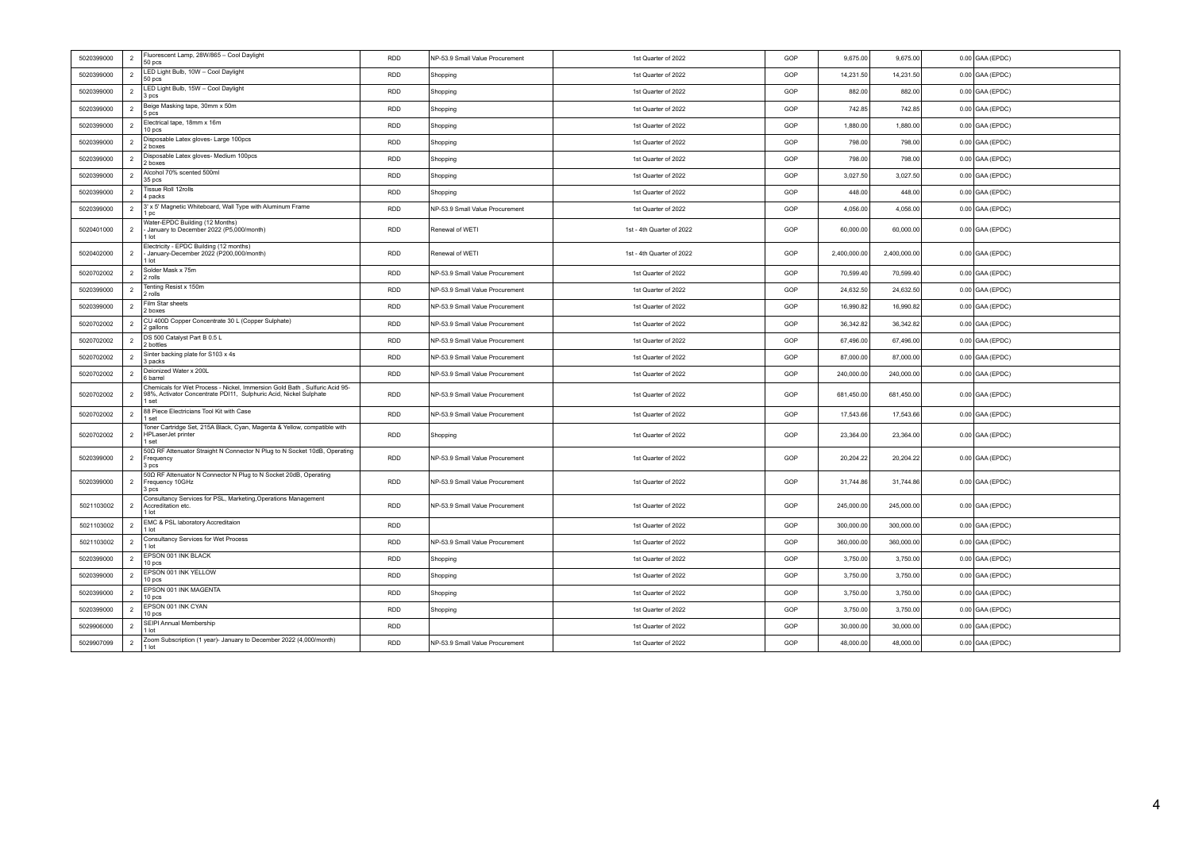| | | | | | | | | | | |
|---|---|---|---|---|---|---|---|---|---|---|
| 5020399000 | 2 | Fluorescent Lamp, 28W/865 -- Cool Daylight<br>50 pcs | RDD | NP-53.9 Small Value Procurement | 1st Quarter of 2022 | GOP | 9,675.00 | 9,675.00 | 0.00 | GAA (EPDC) |
| 5020399000 | 2 | LED Light Bulb, 10W -- Cool Daylight<br>50 pcs | RDD | Shopping | 1st Quarter of 2022 | GOP | 14,231.50 | 14,231.50 | 0.00 | GAA (EPDC) |
| 5020399000 | 2 | LED Light Bulb, 15W -- Cool Daylight<br>3 pcs | RDD | Shopping | 1st Quarter of 2022 | GOP | 882.00 | 882.00 | 0.00 | GAA (EPDC) |
| 5020399000 | 2 | Beige Masking tape, 30mm x 50m<br>5 pcs | RDD | Shopping | 1st Quarter of 2022 | GOP | 742.85 | 742.85 | 0.00 | GAA (EPDC) |
| 5020399000 | 2 | Electrical tape, 18mm x 16m<br>10 pcs | RDD | Shopping | 1st Quarter of 2022 | GOP | 1,880.00 | 1,880.00 | 0.00 | GAA (EPDC) |
| 5020399000 | 2 | Disposable Latex gloves- Large 100pcs<br>2 boxes | RDD | Shopping | 1st Quarter of 2022 | GOP | 798.00 | 798.00 | 0.00 | GAA (EPDC) |
| 5020399000 | 2 | Disposable Latex gloves- Medium 100pcs<br>2 boxes | RDD | Shopping | 1st Quarter of 2022 | GOP | 798.00 | 798.00 | 0.00 | GAA (EPDC) |
| 5020399000 | 2 | Alcohol 70% scented 500ml<br>35 pcs | RDD | Shopping | 1st Quarter of 2022 | GOP | 3,027.50 | 3,027.50 | 0.00 | GAA (EPDC) |
| 5020399000 | 2 | Tissue Roll 12rolls<br>4 packs | RDD | Shopping | 1st Quarter of 2022 | GOP | 448.00 | 448.00 | 0.00 | GAA (EPDC) |
| 5020399000 | 2 | 3' x 5' Magnetic Whiteboard, Wall Type with Aluminum Frame<br>1 pc | RDD | NP-53.9 Small Value Procurement | 1st Quarter of 2022 | GOP | 4,056.00 | 4,056.00 | 0.00 | GAA (EPDC) |
| 5020401000 | 2 | Water-EPDC Building (12 Months)<br>- January to December 2022 (P5,000/month)<br>1 lot | RDD | Renewal of WETI | 1st - 4th Quarter of 2022 | GOP | 60,000.00 | 60,000.00 | 0.00 | GAA (EPDC) |
| 5020402000 | 2 | Electricity - EPDC Building (12 months)<br>- January-December 2022 (P200,000/month)<br>1 lot | RDD | Renewal of WETI | 1st - 4th Quarter of 2022 | GOP | 2,400,000.00 | 2,400,000.00 | 0.00 | GAA (EPDC) |
| 5020702002 | 2 | Solder Mask x 75m<br>2 rolls | RDD | NP-53.9 Small Value Procurement | 1st Quarter of 2022 | GOP | 70,599.40 | 70,599.40 | 0.00 | GAA (EPDC) |
| 5020399000 | 2 | Tenting Resist x 150m<br>2 rolls | RDD | NP-53.9 Small Value Procurement | 1st Quarter of 2022 | GOP | 24,632.50 | 24,632.50 | 0.00 | GAA (EPDC) |
| 5020399000 | 2 | Film Star sheets<br>2 boxes | RDD | NP-53.9 Small Value Procurement | 1st Quarter of 2022 | GOP | 16,990.82 | 16,990.82 | 0.00 | GAA (EPDC) |
| 5020702002 | 2 | CU 400D Copper Concentrate 30 L (Copper Sulphate)<br>2 gallons | RDD | NP-53.9 Small Value Procurement | 1st Quarter of 2022 | GOP | 36,342.82 | 36,342.82 | 0.00 | GAA (EPDC) |
| 5020702002 | 2 | DS 500 Catalyst Part B 0.5 L<br>2 bottles | RDD | NP-53.9 Small Value Procurement | 1st Quarter of 2022 | GOP | 67,496.00 | 67,496.00 | 0.00 | GAA (EPDC) |
| 5020702002 | 2 | Sinter backing plate for S103 x 4s<br>3 packs | RDD | NP-53.9 Small Value Procurement | 1st Quarter of 2022 | GOP | 87,000.00 | 87,000.00 | 0.00 | GAA (EPDC) |
| 5020702002 | 2 | Deionized Water x 200L<br>6 barrel | RDD | NP-53.9 Small Value Procurement | 1st Quarter of 2022 | GOP | 240,000.00 | 240,000.00 | 0.00 | GAA (EPDC) |
| 5020702002 | 2 | Chemicals for Wet Process - Nickel, Immersion Gold Bath , Sulfuric Acid 95-98%, Activator Concentrate PDI11, Sulphuric Acid, Nickel Sulphate<br>1 set | RDD | NP-53.9 Small Value Procurement | 1st Quarter of 2022 | GOP | 681,450.00 | 681,450.00 | 0.00 | GAA (EPDC) |
| 5020702002 | 2 | 88 Piece Electricians Tool Kit with Case<br>1 set | RDD | NP-53.9 Small Value Procurement | 1st Quarter of 2022 | GOP | 17,543.66 | 17,543.66 | 0.00 | GAA (EPDC) |
| 5020702002 | 2 | Toner Cartridge Set, 215A Black, Cyan, Magenta & Yellow, compatible with HPLaserJet printer<br>1 set | RDD | Shopping | 1st Quarter of 2022 | GOP | 23,364.00 | 23,364.00 | 0.00 | GAA (EPDC) |
| 5020399000 | 2 | 50Ω RF Attenuator Straight N Connector N Plug to N Socket 10dB, Operating Frequency<br>3 pcs | RDD | NP-53.9 Small Value Procurement | 1st Quarter of 2022 | GOP | 20,204.22 | 20,204.22 | 0.00 | GAA (EPDC) |
| 5020399000 | 2 | 50Ω RF Attenuator N Connector N Plug to N Socket 20dB, Operating Frequency 10GHz<br>3 pcs | RDD | NP-53.9 Small Value Procurement | 1st Quarter of 2022 | GOP | 31,744.86 | 31,744.86 | 0.00 | GAA (EPDC) |
| 5021103002 | 2 | Consultancy Services for PSL, Marketing,Operations Management Accreditation etc.<br>1 lot | RDD | NP-53.9 Small Value Procurement | 1st Quarter of 2022 | GOP | 245,000.00 | 245,000.00 | 0.00 | GAA (EPDC) |
| 5021103002 | 2 | EMC & PSL laboratory Accreditaion<br>1 lot | RDD | | 1st Quarter of 2022 | GOP | 300,000.00 | 300,000.00 | 0.00 | GAA (EPDC) |
| 5021103002 | 2 | Consultancy Services for Wet Process<br>1 lot | RDD | NP-53.9 Small Value Procurement | 1st Quarter of 2022 | GOP | 360,000.00 | 360,000.00 | 0.00 | GAA (EPDC) |
| 5020399000 | 2 | EPSON 001 INK BLACK<br>10 pcs | RDD | Shopping | 1st Quarter of 2022 | GOP | 3,750.00 | 3,750.00 | 0.00 | GAA (EPDC) |
| 5020399000 | 2 | EPSON 001 INK YELLOW<br>10 pcs | RDD | Shopping | 1st Quarter of 2022 | GOP | 3,750.00 | 3,750.00 | 0.00 | GAA (EPDC) |
| 5020399000 | 2 | EPSON 001 INK MAGENTA<br>10 pcs | RDD | Shopping | 1st Quarter of 2022 | GOP | 3,750.00 | 3,750.00 | 0.00 | GAA (EPDC) |
| 5020399000 | 2 | EPSON 001 INK CYAN<br>10 pcs | RDD | Shopping | 1st Quarter of 2022 | GOP | 3,750.00 | 3,750.00 | 0.00 | GAA (EPDC) |
| 5029906000 | 2 | SEIPI Annual Membership<br>1 lot | RDD | | 1st Quarter of 2022 | GOP | 30,000.00 | 30,000.00 | 0.00 | GAA (EPDC) |
| 5029907099 | 2 | Zoom Subscription (1 year)- January to December 2022 (4,000/month)<br>1 lot | RDD | NP-53.9 Small Value Procurement | 1st Quarter of 2022 | GOP | 48,000.00 | 48,000.00 | 0.00 | GAA (EPDC) |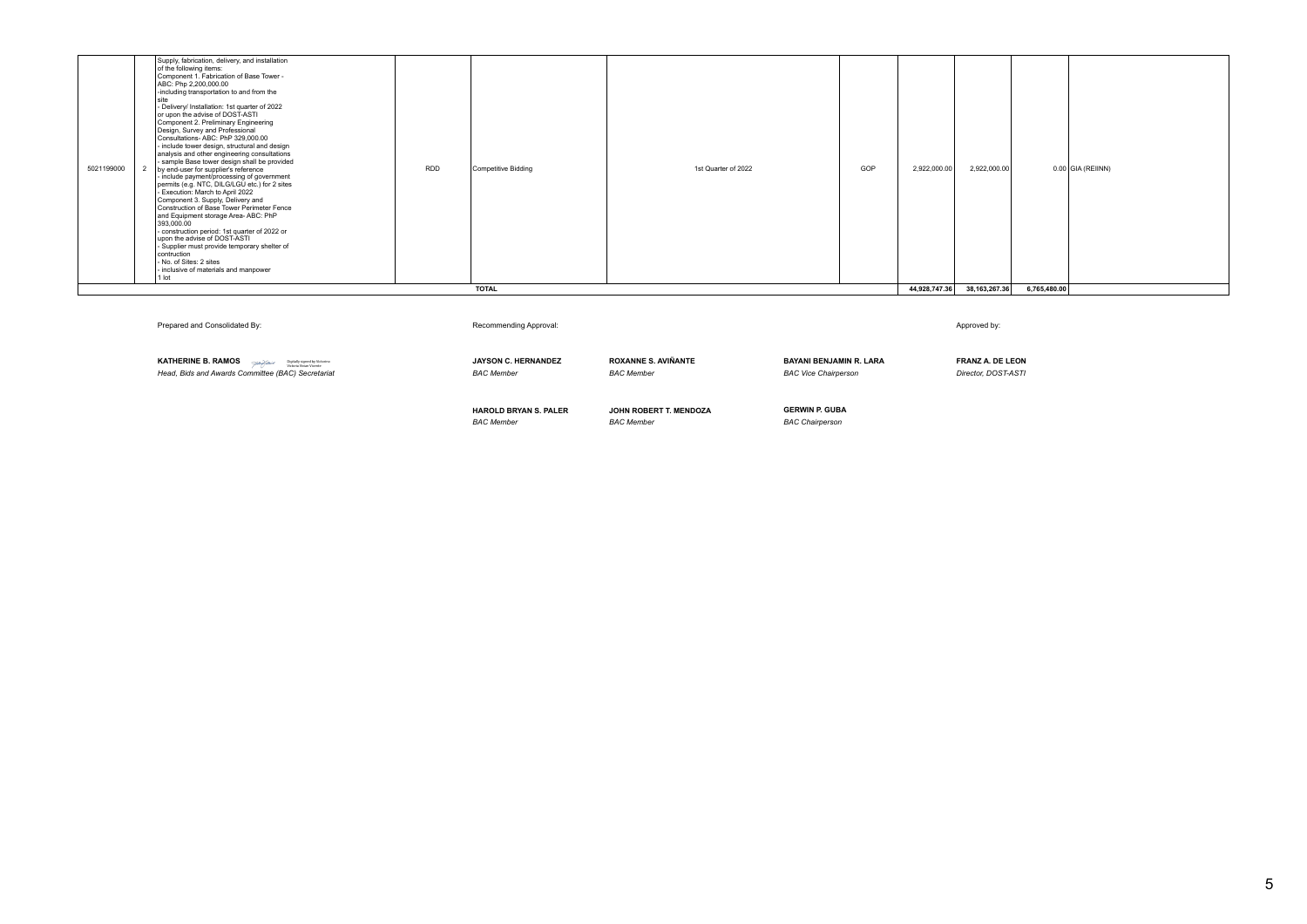| | | | | | | | | | | |
|---|---|---|---|---|---|---|---|---|---|---|
| 5021199000 | 2 | Supply, fabrication, delivery, and installation of the following items: Component 1. Fabrication of Base Tower - ABC: Php 2,200,000.00 -including transportation to and from the site - Delivery/ Installation: 1st quarter of 2022 or upon the advise of DOST-ASTI Component 2. Preliminary Engineering Design, Survey and Professional Consultations- ABC: PhP 329,000.00 - include tower design, structural and design analysis and other engineering consultations - sample Base tower design shall be provided by end-user for supplier's reference - include payment/processing of government permits (e.g. NTC, DILG/LGU etc.) for 2 sites - Execution: March to April 2022 Component 3. Supply, Delivery and Construction of Base Tower Perimeter Fence and Equipment storage Area- ABC: PhP 393,000.00 - construction period: 1st quarter of 2022 or upon the advise of DOST-ASTI - Supplier must provide temporary shelter of contruction - No. of Sites: 2 sites - inclusive of materials and manpower 1 lot | RDD | Competitive Bidding | 1st Quarter of 2022 | GOP | 2,922,000.00 | 2,922,000.00 | 0.00 | GIA (REIINN) |
| | | | | **TOTAL** | | | **44,928,747.36** | **38,163,267.36** | **6,765,480.00** | |

Prepared and Consolidated By:

**KATHERINE B. RAMOS**
*Head, Bids and Awards Committee (BAC) Secretariat*

Recommending Approval:

**JAYSON C. HERNANDEZ**
*BAC Member*

**ROXANNE S. AVIÑANTE**
*BAC Member*

**BAYANI BENJAMIN R. LARA**
*BAC Vice Chairperson*

**HAROLD BRYAN S. PALER**
*BAC Member*

**JOHN ROBERT T. MENDOZA**
*BAC Member*

**GERWIN P. GUBA**
*BAC Chairperson*

Approved by:

**FRANZ A. DE LEON**
*Director, DOST-ASTI*